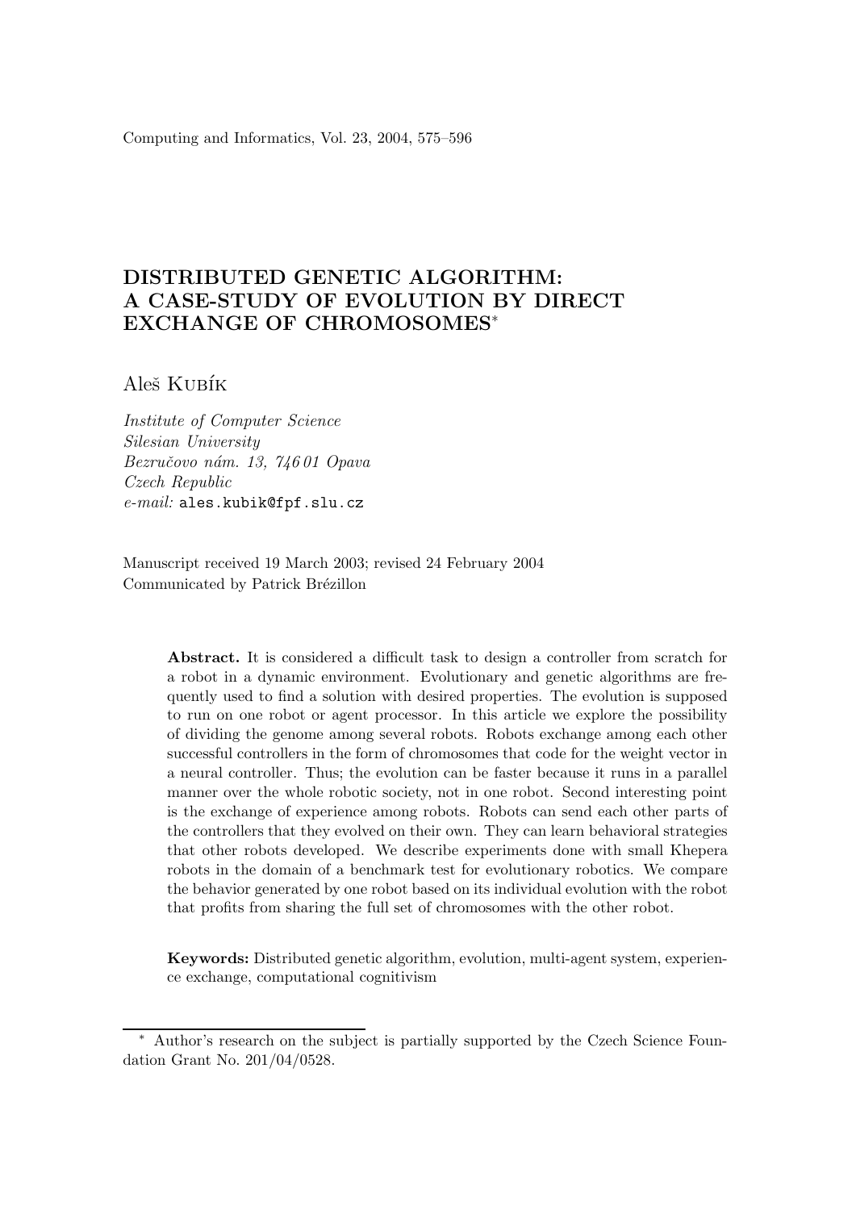# DISTRIBUTED GENETIC ALGORITHM: A CASE-STUDY OF EVOLUTION BY DIRECT EXCHANGE OF CHROMOSOMES*

Aleš Kubík

*Institute of Computer Science*
*Silesian University*
*Bezručovo nám. 13, 746 01 Opava*
*Czech Republic*
*e-mail:* ales.kubik@fpf.slu.cz

Manuscript received 19 March 2003; revised 24 February 2004
Communicated by Patrick Brézillon

**Abstract.** It is considered a difficult task to design a controller from scratch for a robot in a dynamic environment. Evolutionary and genetic algorithms are frequently used to find a solution with desired properties. The evolution is supposed to run on one robot or agent processor. In this article we explore the possibility of dividing the genome among several robots. Robots exchange among each other successful controllers in the form of chromosomes that code for the weight vector in a neural controller. Thus; the evolution can be faster because it runs in a parallel manner over the whole robotic society, not in one robot. Second interesting point is the exchange of experience among robots. Robots can send each other parts of the controllers that they evolved on their own. They can learn behavioral strategies that other robots developed. We describe experiments done with small Khepera robots in the domain of a benchmark test for evolutionary robotics. We compare the behavior generated by one robot based on its individual evolution with the robot that profits from sharing the full set of chromosomes with the other robot.

**Keywords:** Distributed genetic algorithm, evolution, multi-agent system, experience exchange, computational cognitivism

* Author's research on the subject is partially supported by the Czech Science Foundation Grant No. 201/04/0528.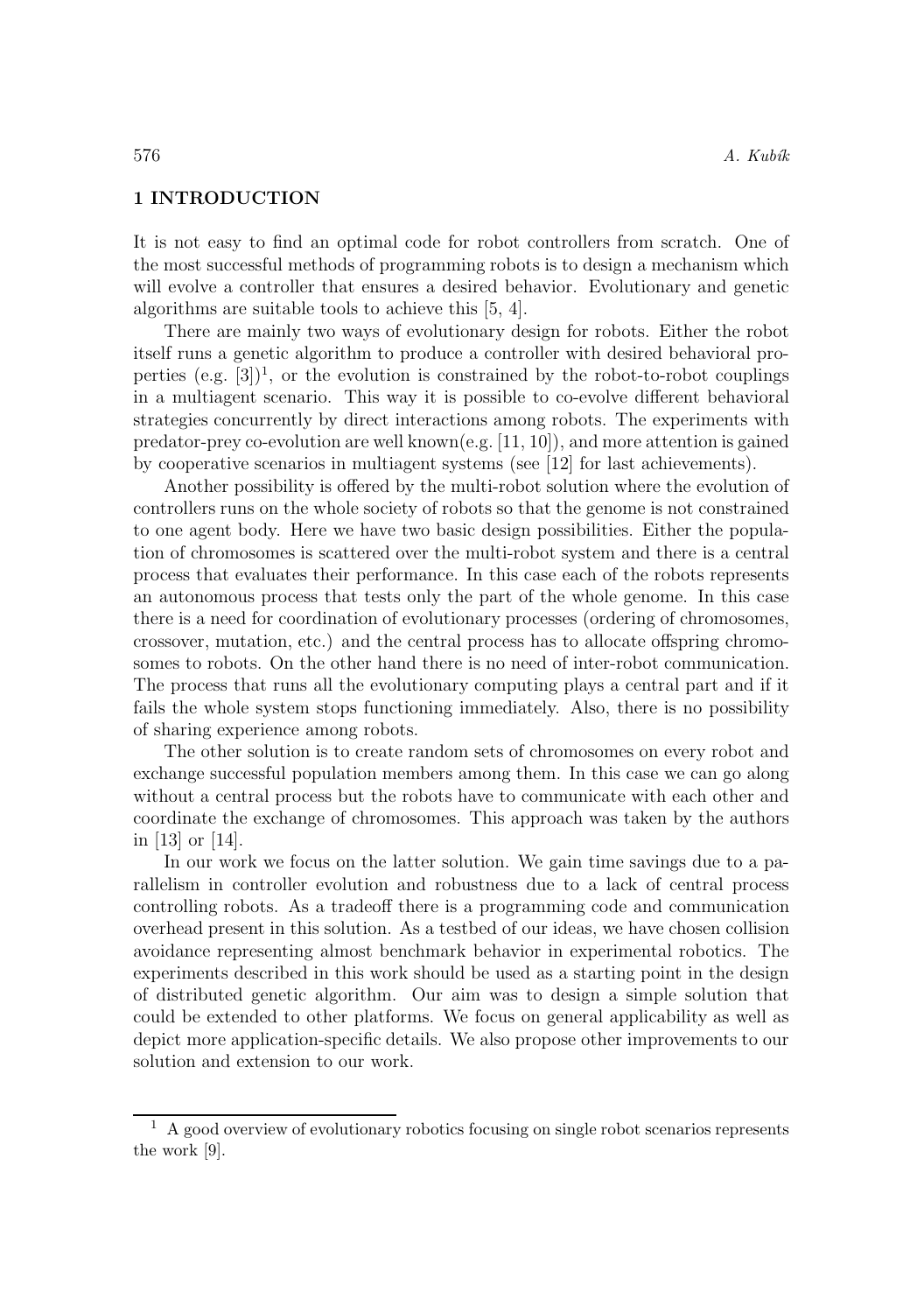# 1 INTRODUCTION

It is not easy to find an optimal code for robot controllers from scratch. One of the most successful methods of programming robots is to design a mechanism which will evolve a controller that ensures a desired behavior. Evolutionary and genetic algorithms are suitable tools to achieve this [5, 4].

There are mainly two ways of evolutionary design for robots. Either the robot itself runs a genetic algorithm to produce a controller with desired behavioral properties (e.g. [3])[1], or the evolution is constrained by the robot-to-robot couplings in a multiagent scenario. This way it is possible to co-evolve different behavioral strategies concurrently by direct interactions among robots. The experiments with predator-prey co-evolution are well known(e.g. [11, 10]), and more attention is gained by cooperative scenarios in multiagent systems (see [12] for last achievements).

Another possibility is offered by the multi-robot solution where the evolution of controllers runs on the whole society of robots so that the genome is not constrained to one agent body. Here we have two basic design possibilities. Either the population of chromosomes is scattered over the multi-robot system and there is a central process that evaluates their performance. In this case each of the robots represents an autonomous process that tests only the part of the whole genome. In this case there is a need for coordination of evolutionary processes (ordering of chromosomes, crossover, mutation, etc.) and the central process has to allocate offspring chromosomes to robots. On the other hand there is no need of inter-robot communication. The process that runs all the evolutionary computing plays a central part and if it fails the whole system stops functioning immediately. Also, there is no possibility of sharing experience among robots.

The other solution is to create random sets of chromosomes on every robot and exchange successful population members among them. In this case we can go along without a central process but the robots have to communicate with each other and coordinate the exchange of chromosomes. This approach was taken by the authors in [13] or [14].

In our work we focus on the latter solution. We gain time savings due to a parallelism in controller evolution and robustness due to a lack of central process controlling robots. As a tradeoff there is a programming code and communication overhead present in this solution. As a testbed of our ideas, we have chosen collision avoidance representing almost benchmark behavior in experimental robotics. The experiments described in this work should be used as a starting point in the design of distributed genetic algorithm. Our aim was to design a simple solution that could be extended to other platforms. We focus on general applicability as well as depict more application-specific details. We also propose other improvements to our solution and extension to our work.

---

[1] A good overview of evolutionary robotics focusing on single robot scenarios represents the work [9].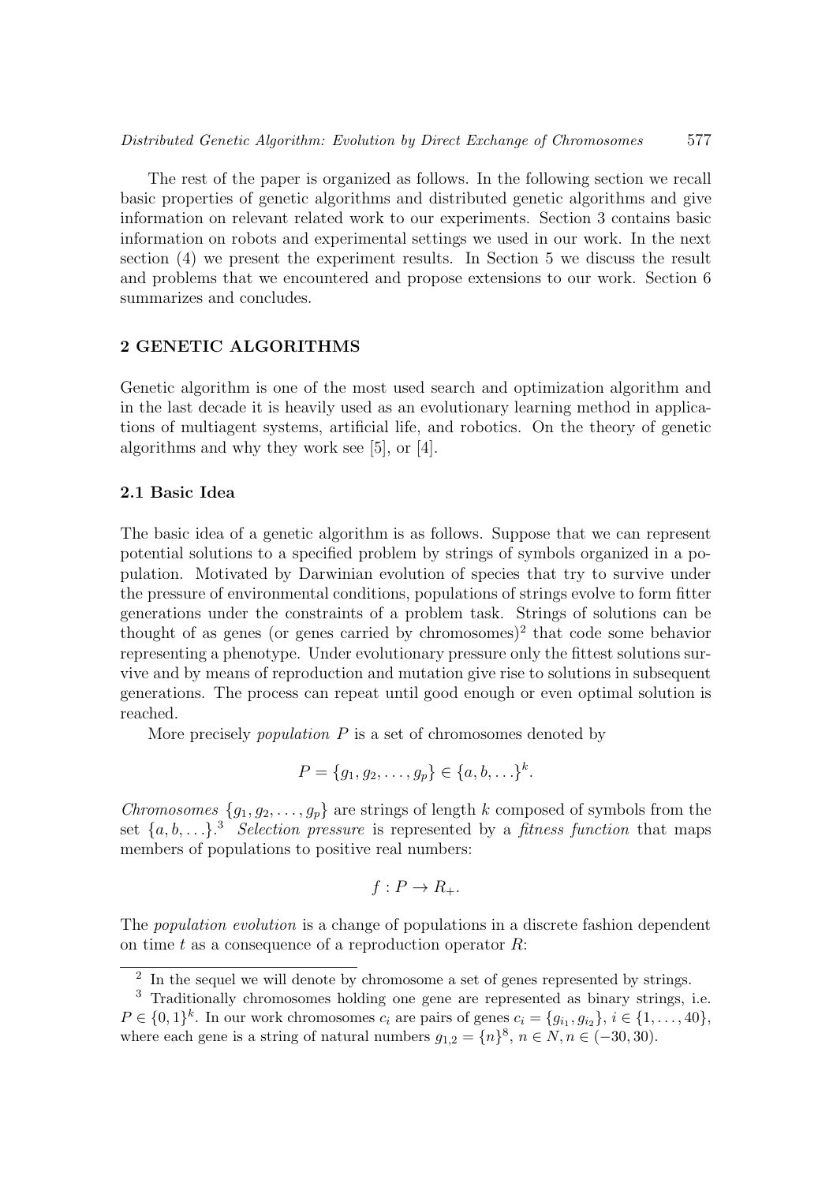The rest of the paper is organized as follows. In the following section we recall basic properties of genetic algorithms and distributed genetic algorithms and give information on relevant related work to our experiments. Section 3 contains basic information on robots and experimental settings we used in our work. In the next section (4) we present the experiment results. In Section 5 we discuss the result and problems that we encountered and propose extensions to our work. Section 6 summarizes and concludes.

## 2 GENETIC ALGORITHMS

Genetic algorithm is one of the most used search and optimization algorithm and in the last decade it is heavily used as an evolutionary learning method in applications of multiagent systems, artificial life, and robotics. On the theory of genetic algorithms and why they work see [5], or [4].

### 2.1 Basic Idea

The basic idea of a genetic algorithm is as follows. Suppose that we can represent potential solutions to a specified problem by strings of symbols organized in a population. Motivated by Darwinian evolution of species that try to survive under the pressure of environmental conditions, populations of strings evolve to form fitter generations under the constraints of a problem task. Strings of solutions can be thought of as genes (or genes carried by chromosomes)[2] that code some behavior representing a phenotype. Under evolutionary pressure only the fittest solutions survive and by means of reproduction and mutation give rise to solutions in subsequent generations. The process can repeat until good enough or even optimal solution is reached.

More precisely *population* $P$ is a set of chromosomes denoted by

$$P = \{g_1, g_2, \ldots, g_p\} \in \{a, b, \ldots\}^k.$$

*Chromosomes* $\{g_1, g_2, \ldots, g_p\}$ are strings of length $k$ composed of symbols from the set $\{a, b, \ldots\}$.[3] *Selection pressure* is represented by a *fitness function* that maps members of populations to positive real numbers:

$$f : P \rightarrow R_+.$$

The *population evolution* is a change of populations in a discrete fashion dependent on time $t$ as a consequence of a reproduction operator $R$:

---

[2] In the sequel we will denote by chromosome a set of genes represented by strings.

[3] Traditionally chromosomes holding one gene are represented as binary strings, i.e. $P \in \{0, 1\}^k$. In our work chromosomes $c_i$ are pairs of genes $c_i = \{g_{i_1}, g_{i_2}\}$, $i \in \{1, \ldots, 40\}$, where each gene is a string of natural numbers $g_{1,2} = \{n\}^8$, $n \in N, n \in (-30, 30)$.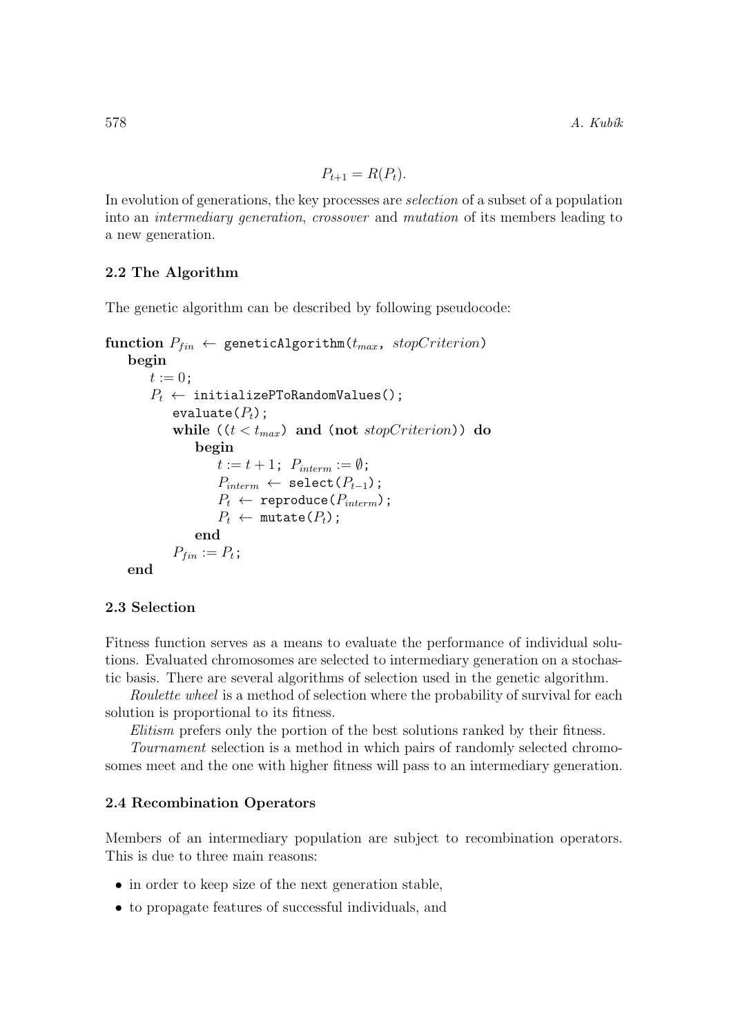$$P_{t+1} = R(P_t).$$

In evolution of generations, the key processes are *selection* of a subset of a population into an *intermediary generation*, *crossover* and *mutation* of its members leading to a new generation.

### 2.2 The Algorithm

The genetic algorithm can be described by following pseudocode:

```
function P_fin ← geneticAlgorithm(t_max, stopCriterion)
  begin
    t := 0;
    P_t ← initializePToRandomValues();
      evaluate(P_t);
      while ((t < t_max) and (not stopCriterion)) do
        begin
          t := t + 1; P_interm := ∅;
          P_interm ← select(P_{t-1});
          P_t ← reproduce(P_interm);
          P_t ← mutate(P_t);
        end
      P_fin := P_t;
  end
```

### 2.3 Selection

Fitness function serves as a means to evaluate the performance of individual solutions. Evaluated chromosomes are selected to intermediary generation on a stochastic basis. There are several algorithms of selection used in the genetic algorithm.

*Roulette wheel* is a method of selection where the probability of survival for each solution is proportional to its fitness.

*Elitism* prefers only the portion of the best solutions ranked by their fitness.

*Tournament* selection is a method in which pairs of randomly selected chromosomes meet and the one with higher fitness will pass to an intermediary generation.

### 2.4 Recombination Operators

Members of an intermediary population are subject to recombination operators. This is due to three main reasons:

- in order to keep size of the next generation stable,
- to propagate features of successful individuals, and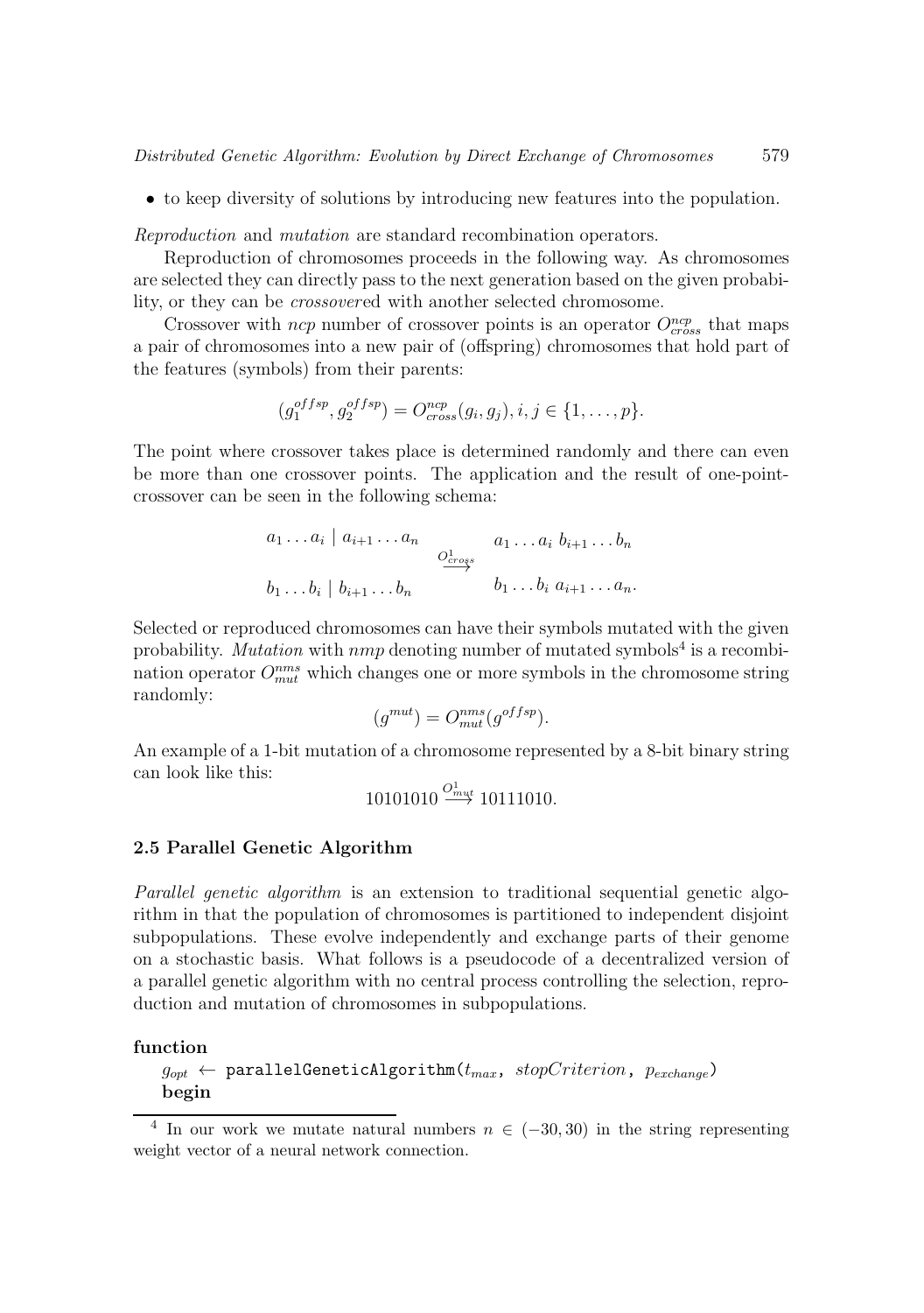- to keep diversity of solutions by introducing new features into the population.

*Reproduction* and *mutation* are standard recombination operators.

Reproduction of chromosomes proceeds in the following way. As chromosomes are selected they can directly pass to the next generation based on the given probability, or they can be *crossover*ed with another selected chromosome.

Crossover with *ncp* number of crossover points is an operator $O^{ncp}_{cross}$ that maps a pair of chromosomes into a new pair of (offspring) chromosomes that hold part of the features (symbols) from their parents:

$$(g_1^{offsp}, g_2^{offsp}) = O^{ncp}_{cross}(g_i, g_j), i, j \in \{1, \ldots, p\}.$$

The point where crossover takes place is determined randomly and there can even be more than one crossover points. The application and the result of one-point-crossover can be seen in the following schema:

$$\begin{matrix} a_1 \ldots a_i \mid a_{i+1} \ldots a_n \\ \\ b_1 \ldots b_i \mid b_{i+1} \ldots b_n \end{matrix} \quad \xrightarrow{O^1_{cross}} \quad \begin{matrix} a_1 \ldots a_i \; b_{i+1} \ldots b_n \\ \\ b_1 \ldots b_i \; a_{i+1} \ldots a_n. \end{matrix}$$

Selected or reproduced chromosomes can have their symbols mutated with the given probability. *Mutation* with *nmp* denoting number of mutated symbols[4] is a recombination operator $O^{nms}_{mut}$ which changes one or more symbols in the chromosome string randomly:

$$(g^{mut}) = O^{nms}_{mut}(g^{offsp}).$$

An example of a 1-bit mutation of a chromosome represented by a 8-bit binary string can look like this:

$$10101010 \xrightarrow{O^1_{mut}} 10111010.$$

### 2.5 Parallel Genetic Algorithm

*Parallel genetic algorithm* is an extension to traditional sequential genetic algorithm in that the population of chromosomes is partitioned to independent disjoint subpopulations. These evolve independently and exchange parts of their genome on a stochastic basis. What follows is a pseudocode of a decentralized version of a parallel genetic algorithm with no central process controlling the selection, reproduction and mutation of chromosomes in subpopulations.

```
function
  g_opt ← parallelGeneticAlgorithm(t_max, stopCriterion, p_exchange)
  begin
```

[4] In our work we mutate natural numbers $n \in (-30, 30)$ in the string representing weight vector of a neural network connection.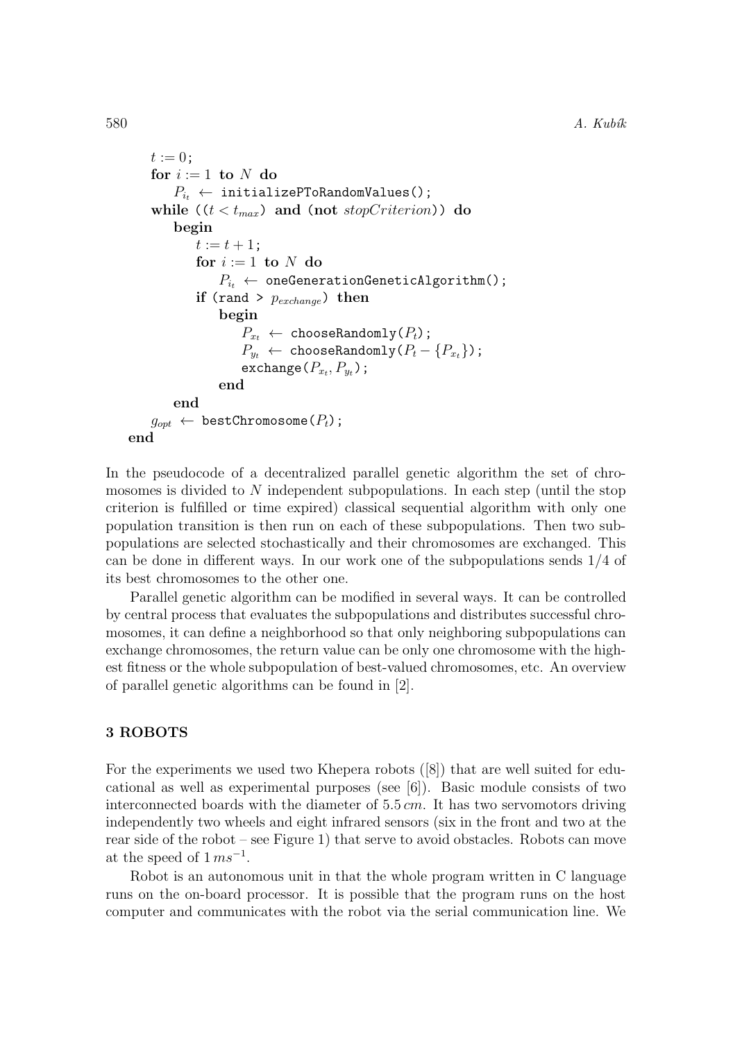```
t := 0;
for i := 1 to N do
    P_{i_t} ← initializePToRandomValues();
while ((t < t_max) and (not stopCriterion)) do
    begin
        t := t + 1;
        for i := 1 to N do
            P_{i_t} ← oneGenerationGeneticAlgorithm();
        if (rand > p_exchange) then
            begin
                P_{x_t} ← chooseRandomly(P_t);
                P_{y_t} ← chooseRandomly(P_t − {P_{x_t}});
                exchange(P_{x_t}, P_{y_t});
            end
    end
    g_opt ← bestChromosome(P_t);
end
```

In the pseudocode of a decentralized parallel genetic algorithm the set of chromosomes is divided to $N$ independent subpopulations. In each step (until the stop criterion is fulfilled or time expired) classical sequential algorithm with only one population transition is then run on each of these subpopulations. Then two subpopulations are selected stochastically and their chromosomes are exchanged. This can be done in different ways. In our work one of the subpopulations sends 1/4 of its best chromosomes to the other one.

Parallel genetic algorithm can be modified in several ways. It can be controlled by central process that evaluates the subpopulations and distributes successful chromosomes, it can define a neighborhood so that only neighboring subpopulations can exchange chromosomes, the return value can be only one chromosome with the highest fitness or the whole subpopulation of best-valued chromosomes, etc. An overview of parallel genetic algorithms can be found in [2].

## 3 ROBOTS

For the experiments we used two Khepera robots ([8]) that are well suited for educational as well as experimental purposes (see [6]). Basic module consists of two interconnected boards with the diameter of $5.5\,cm$. It has two servomotors driving independently two wheels and eight infrared sensors (six in the front and two at the rear side of the robot – see Figure 1) that serve to avoid obstacles. Robots can move at the speed of $1\,ms^{-1}$.

Robot is an autonomous unit in that the whole program written in C language runs on the on-board processor. It is possible that the program runs on the host computer and communicates with the robot via the serial communication line. We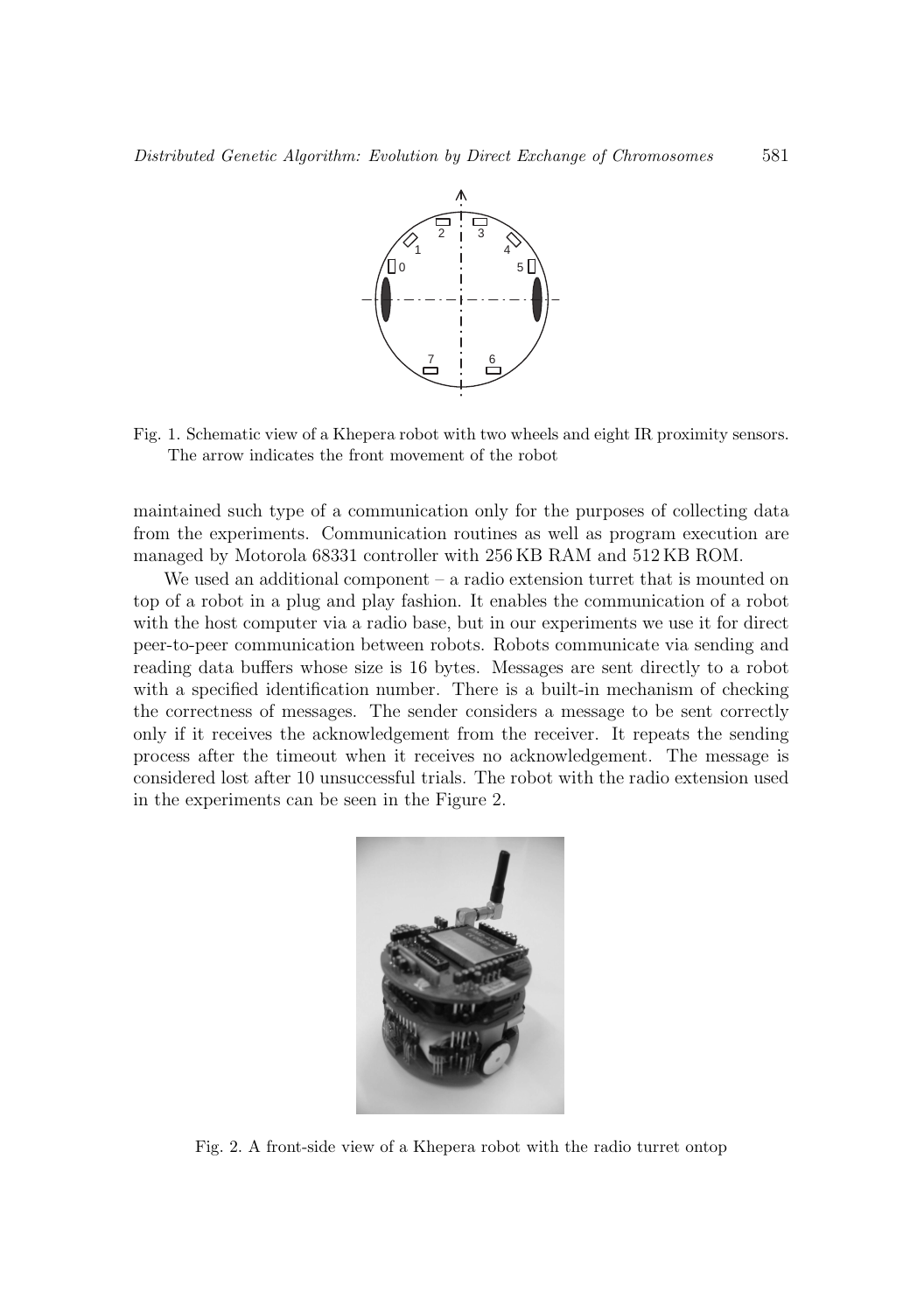Fig. 1. Schematic view of a Khepera robot with two wheels and eight IR proximity sensors. The arrow indicates the front movement of the robot

maintained such type of a communication only for the purposes of collecting data from the experiments. Communication routines as well as program execution are managed by Motorola 68331 controller with 256 KB RAM and 512 KB ROM.

We used an additional component – a radio extension turret that is mounted on top of a robot in a plug and play fashion. It enables the communication of a robot with the host computer via a radio base, but in our experiments we use it for direct peer-to-peer communication between robots. Robots communicate via sending and reading data buffers whose size is 16 bytes. Messages are sent directly to a robot with a specified identification number. There is a built-in mechanism of checking the correctness of messages. The sender considers a message to be sent correctly only if it receives the acknowledgement from the receiver. It repeats the sending process after the timeout when it receives no acknowledgement. The message is considered lost after 10 unsuccessful trials. The robot with the radio extension used in the experiments can be seen in the Figure 2.

Fig. 2. A front-side view of a Khepera robot with the radio turret ontop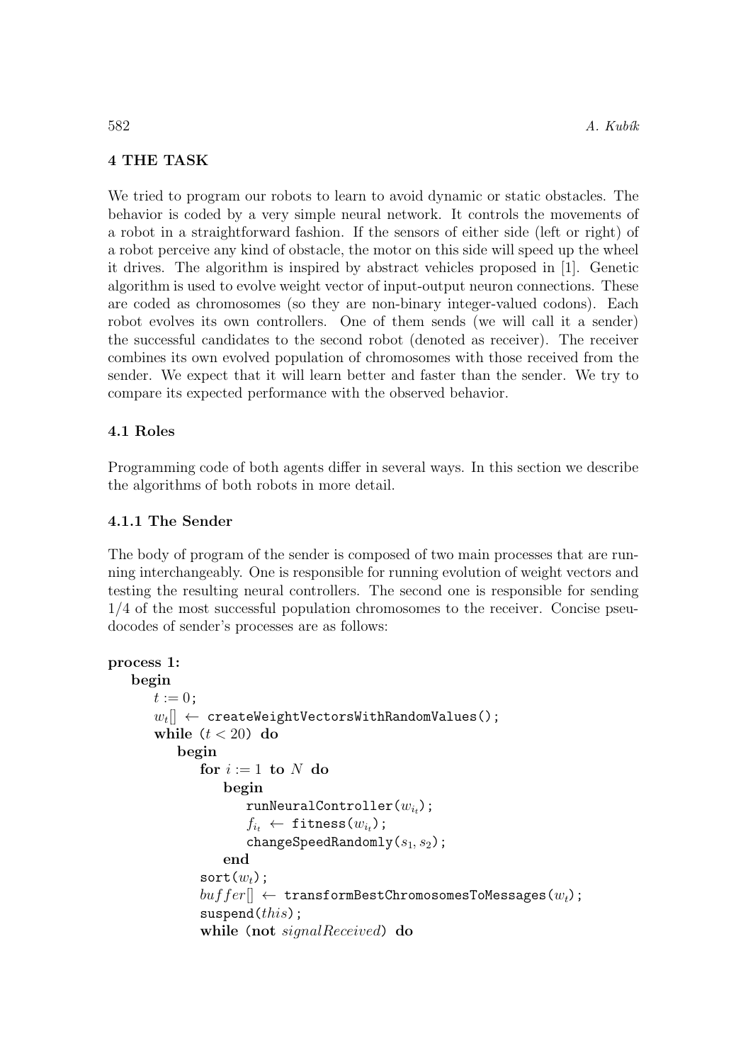## 4 THE TASK

We tried to program our robots to learn to avoid dynamic or static obstacles. The behavior is coded by a very simple neural network. It controls the movements of a robot in a straightforward fashion. If the sensors of either side (left or right) of a robot perceive any kind of obstacle, the motor on this side will speed up the wheel it drives. The algorithm is inspired by abstract vehicles proposed in [1]. Genetic algorithm is used to evolve weight vector of input-output neuron connections. These are coded as chromosomes (so they are non-binary integer-valued codons). Each robot evolves its own controllers. One of them sends (we will call it a sender) the successful candidates to the second robot (denoted as receiver). The receiver combines its own evolved population of chromosomes with those received from the sender. We expect that it will learn better and faster than the sender. We try to compare its expected performance with the observed behavior.

### 4.1 Roles

Programming code of both agents differ in several ways. In this section we describe the algorithms of both robots in more detail.

#### 4.1.1 The Sender

The body of program of the sender is composed of two main processes that are running interchangeably. One is responsible for running evolution of weight vectors and testing the resulting neural controllers. The second one is responsible for sending 1/4 of the most successful population chromosomes to the receiver. Concise pseudocodes of sender's processes are as follows:

```
process 1:
  begin
    t := 0;
    w_t[] ← createWeightVectorsWithRandomValues();
    while (t < 20) do
      begin
        for i := 1 to N do
          begin
            runNeuralController(w_{i_t});
            f_{i_t} ← fitness(w_{i_t});
            changeSpeedRandomly(s_1, s_2);
          end
        sort(w_t);
        buffer[] ← transformBestChromosomesToMessages(w_t);
        suspend(this);
        while (not signalReceived) do
```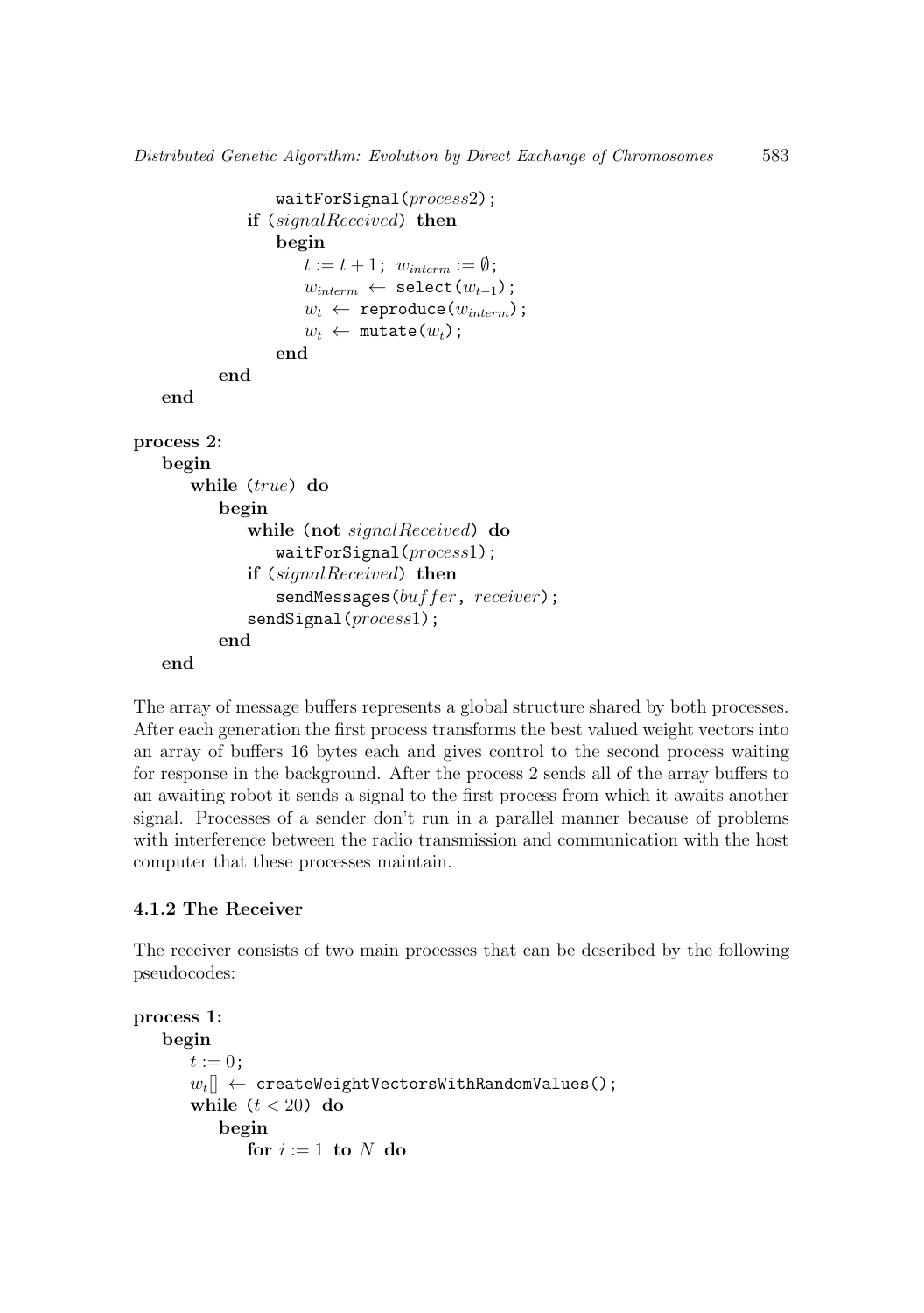```
            waitForSignal(process2);
        if (signalReceived) then
            begin
                t := t + 1;  w_interm := ∅;
                w_interm ← select(w_{t-1});
                w_t ← reproduce(w_interm);
                w_t ← mutate(w_t);
            end
    end
end

process 2:
begin
    while (true) do
        begin
            while (not signalReceived) do
                waitForSignal(process1);
            if (signalReceived) then
                sendMessages(buffer, receiver);
            sendSignal(process1);
        end
end
```

The array of message buffers represents a global structure shared by both processes. After each generation the first process transforms the best valued weight vectors into an array of buffers 16 bytes each and gives control to the second process waiting for response in the background. After the process 2 sends all of the array buffers to an awaiting robot it sends a signal to the first process from which it awaits another signal. Processes of a sender don't run in a parallel manner because of problems with interference between the radio transmission and communication with the host computer that these processes maintain.

### 4.1.2 The Receiver

The receiver consists of two main processes that can be described by the following pseudocodes:

```
process 1:
begin
    t := 0;
    w_t[] ← createWeightVectorsWithRandomValues();
    while (t < 20) do
        begin
            for i := 1 to N do
```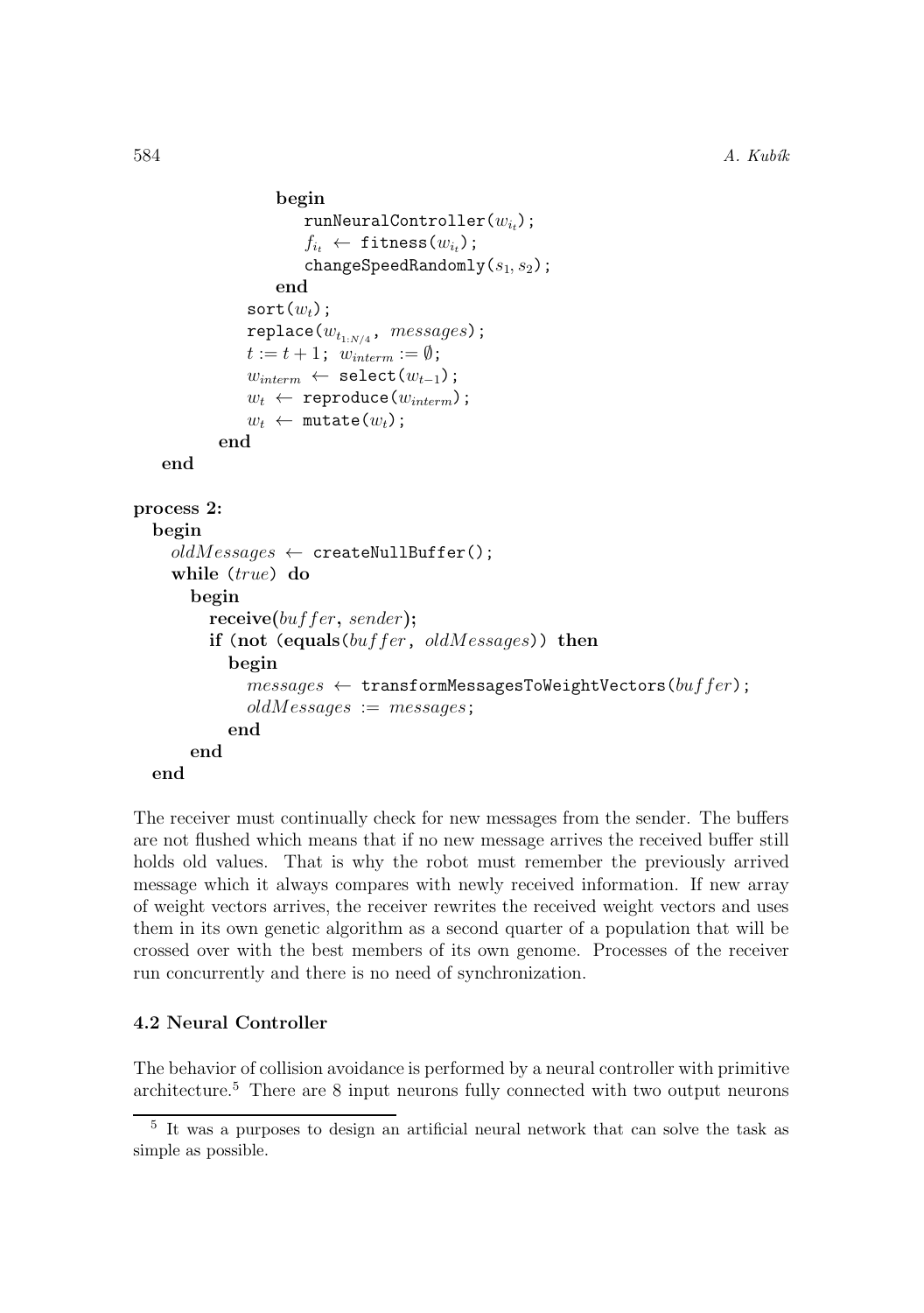```
            begin
               runNeuralController(w_{i_t});
               f_{i_t} ← fitness(w_{i_t});
               changeSpeedRandomly(s_1, s_2);
            end
         sort(w_t);
         replace(w_{t_{1:N/4}}, messages);
         t := t + 1;  w_interm := ∅;
         w_interm ← select(w_{t-1});
         w_t ← reproduce(w_interm);
         w_t ← mutate(w_t);
      end
   end

process 2:
  begin
    oldMessages ← createNullBuffer();
    while (true) do
      begin
        receive(buffer, sender);
        if (not (equals(buffer, oldMessages)) then
          begin
            messages ← transformMessagesToWeightVectors(buffer);
            oldMessages := messages;
          end
      end
  end
```

The receiver must continually check for new messages from the sender. The buffers are not flushed which means that if no new message arrives the received buffer still holds old values. That is why the robot must remember the previously arrived message which it always compares with newly received information. If new array of weight vectors arrives, the receiver rewrites the received weight vectors and uses them in its own genetic algorithm as a second quarter of a population that will be crossed over with the best members of its own genome. Processes of the receiver run concurrently and there is no need of synchronization.

### 4.2 Neural Controller

The behavior of collision avoidance is performed by a neural controller with primitive architecture.[5] There are 8 input neurons fully connected with two output neurons

[5] It was a purposes to design an artificial neural network that can solve the task as simple as possible.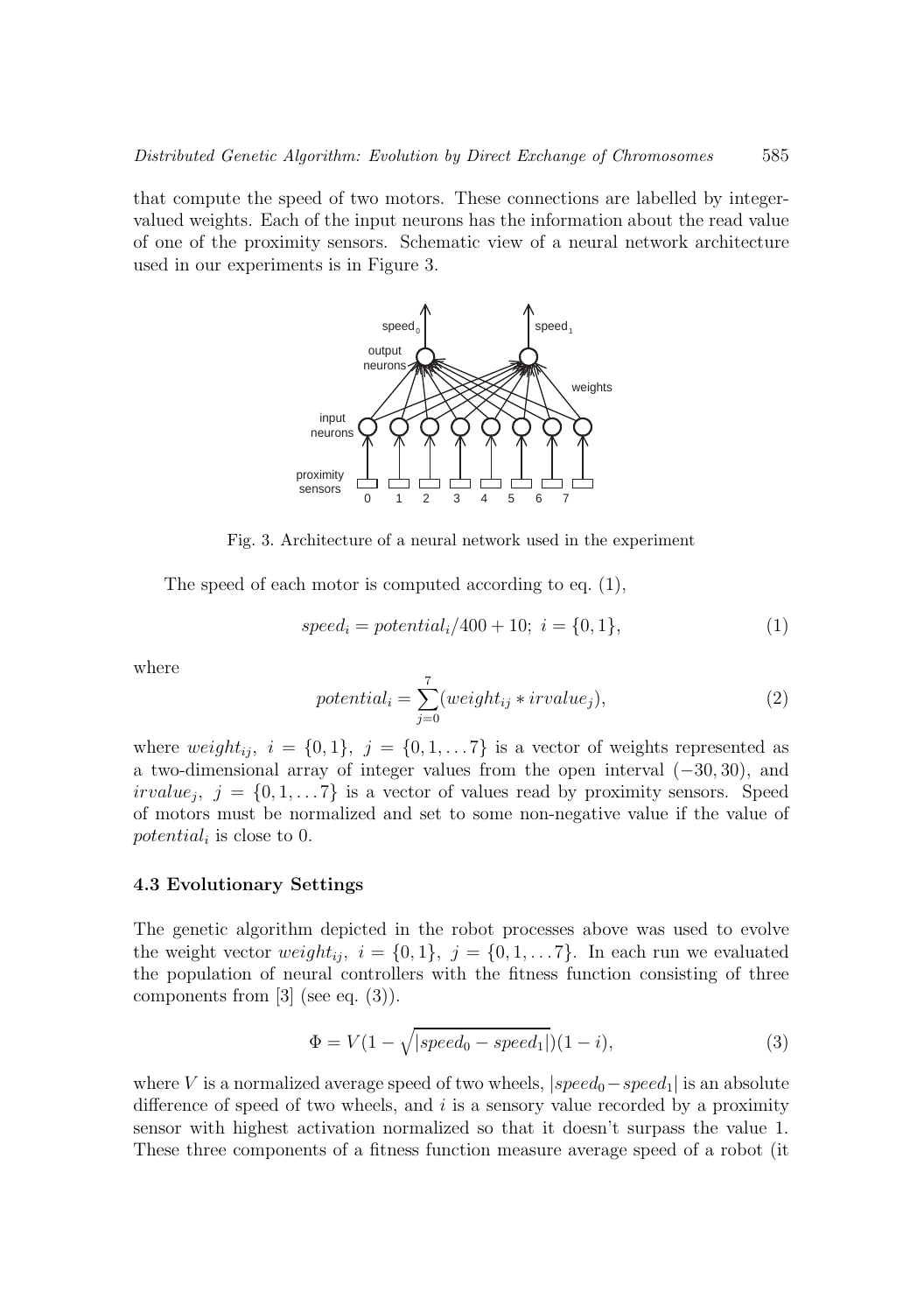that compute the speed of two motors. These connections are labelled by integer-valued weights. Each of the input neurons has the information about the read value of one of the proximity sensors. Schematic view of a neural network architecture used in our experiments is in Figure 3.

Fig. 3. Architecture of a neural network used in the experiment

The speed of each motor is computed according to eq. (1),

$$speed_i = potential_i/400 + 10;\ i = \{0, 1\}, \tag{1}$$

where

$$potential_i = \sum_{j=0}^{7}(weight_{ij} * irvalue_j), \tag{2}$$

where $weight_{ij},\ i = \{0, 1\},\ j = \{0, 1, \ldots 7\}$ is a vector of weights represented as a two-dimensional array of integer values from the open interval $(-30, 30)$, and $irvalue_j,\ j = \{0, 1, \ldots 7\}$ is a vector of values read by proximity sensors. Speed of motors must be normalized and set to some non-negative value if the value of $potential_i$ is close to 0.

### 4.3 Evolutionary Settings

The genetic algorithm depicted in the robot processes above was used to evolve the weight vector $weight_{ij},\ i = \{0, 1\},\ j = \{0, 1, \ldots 7\}$. In each run we evaluated the population of neural controllers with the fitness function consisting of three components from [3] (see eq. (3)).

$$\Phi = V(1 - \sqrt{|speed_0 - speed_1|})(1 - i), \tag{3}$$

where $V$ is a normalized average speed of two wheels, $|speed_0 - speed_1|$ is an absolute difference of speed of two wheels, and $i$ is a sensory value recorded by a proximity sensor with highest activation normalized so that it doesn't surpass the value 1. These three components of a fitness function measure average speed of a robot (it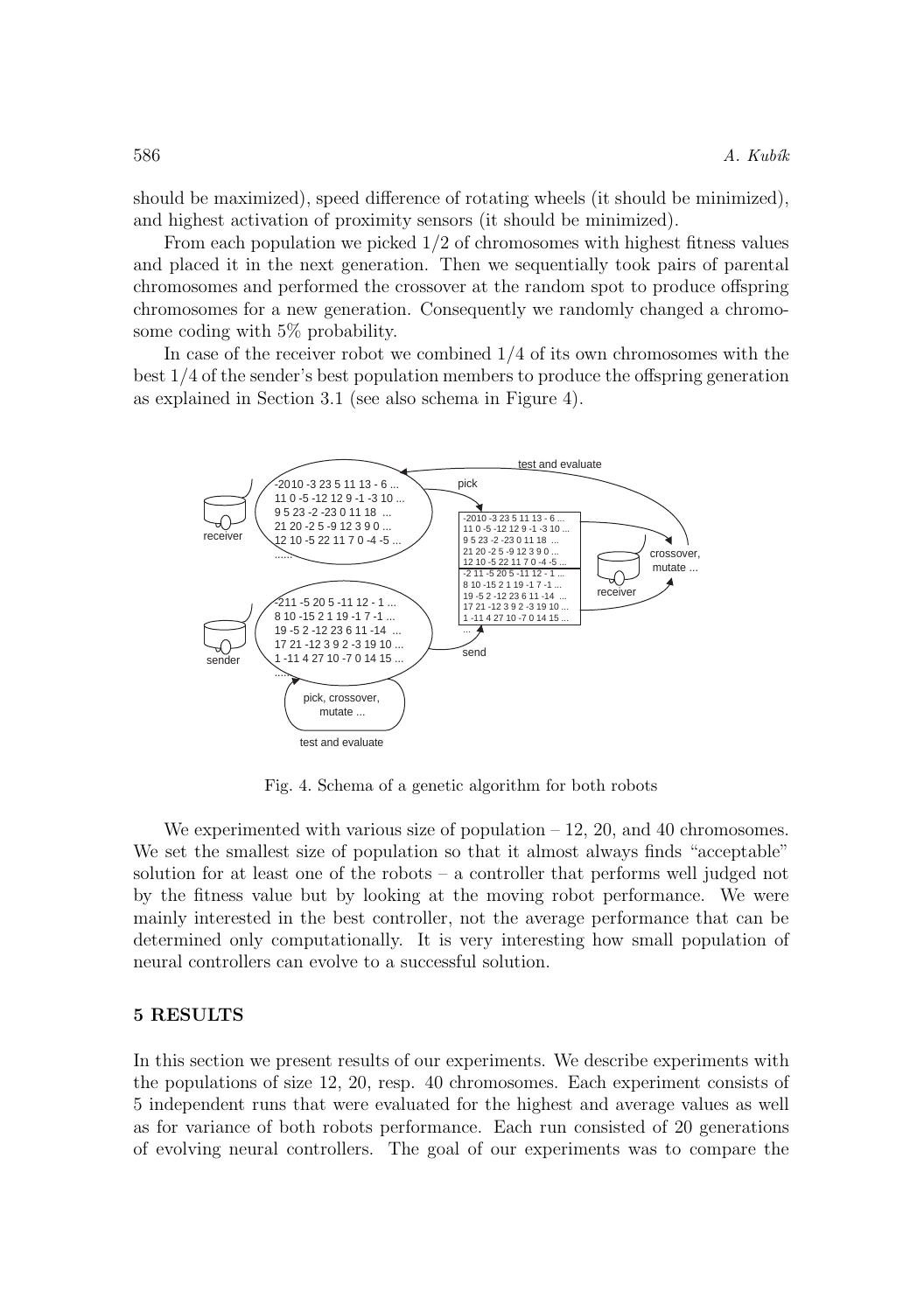should be maximized), speed difference of rotating wheels (it should be minimized), and highest activation of proximity sensors (it should be minimized).

From each population we picked 1/2 of chromosomes with highest fitness values and placed it in the next generation. Then we sequentially took pairs of parental chromosomes and performed the crossover at the random spot to produce offspring chromosomes for a new generation. Consequently we randomly changed a chromosome coding with 5% probability.

In case of the receiver robot we combined 1/4 of its own chromosomes with the best 1/4 of the sender's best population members to produce the offspring generation as explained in Section 3.1 (see also schema in Figure 4).

Fig. 4. Schema of a genetic algorithm for both robots

We experimented with various size of population – 12, 20, and 40 chromosomes. We set the smallest size of population so that it almost always finds "acceptable" solution for at least one of the robots – a controller that performs well judged not by the fitness value but by looking at the moving robot performance. We were mainly interested in the best controller, not the average performance that can be determined only computationally. It is very interesting how small population of neural controllers can evolve to a successful solution.

## 5 RESULTS

In this section we present results of our experiments. We describe experiments with the populations of size 12, 20, resp. 40 chromosomes. Each experiment consists of 5 independent runs that were evaluated for the highest and average values as well as for variance of both robots performance. Each run consisted of 20 generations of evolving neural controllers. The goal of our experiments was to compare the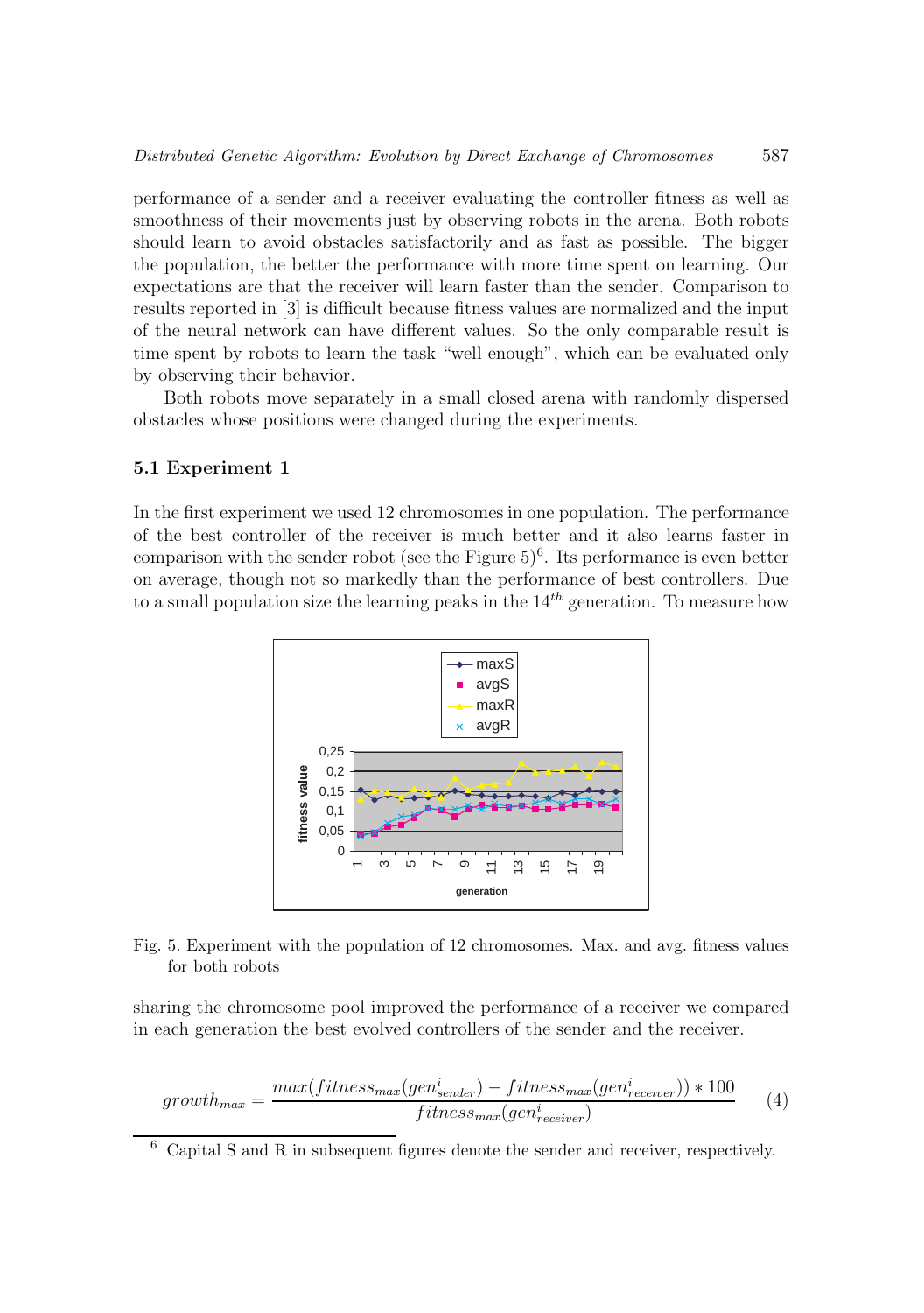performance of a sender and a receiver evaluating the controller fitness as well as smoothness of their movements just by observing robots in the arena. Both robots should learn to avoid obstacles satisfactorily and as fast as possible. The bigger the population, the better the performance with more time spent on learning. Our expectations are that the receiver will learn faster than the sender. Comparison to results reported in [3] is difficult because fitness values are normalized and the input of the neural network can have different values. So the only comparable result is time spent by robots to learn the task "well enough", which can be evaluated only by observing their behavior.

Both robots move separately in a small closed arena with randomly dispersed obstacles whose positions were changed during the experiments.

### 5.1 Experiment 1

In the first experiment we used 12 chromosomes in one population. The performance of the best controller of the receiver is much better and it also learns faster in comparison with the sender robot (see the Figure 5)[6]. Its performance is even better on average, though not so markedly than the performance of best controllers. Due to a small population size the learning peaks in the $14^{th}$ generation. To measure how

Fig. 5. Experiment with the population of 12 chromosomes. Max. and avg. fitness values for both robots

sharing the chromosome pool improved the performance of a receiver we compared in each generation the best evolved controllers of the sender and the receiver.

$$growth_{max} = \frac{max(fitness_{max}(gen^{i}_{sender}) - fitness_{max}(gen^{i}_{receiver})) * 100}{fitness_{max}(gen^{i}_{receiver})} \quad (4)$$

[6] Capital S and R in subsequent figures denote the sender and receiver, respectively.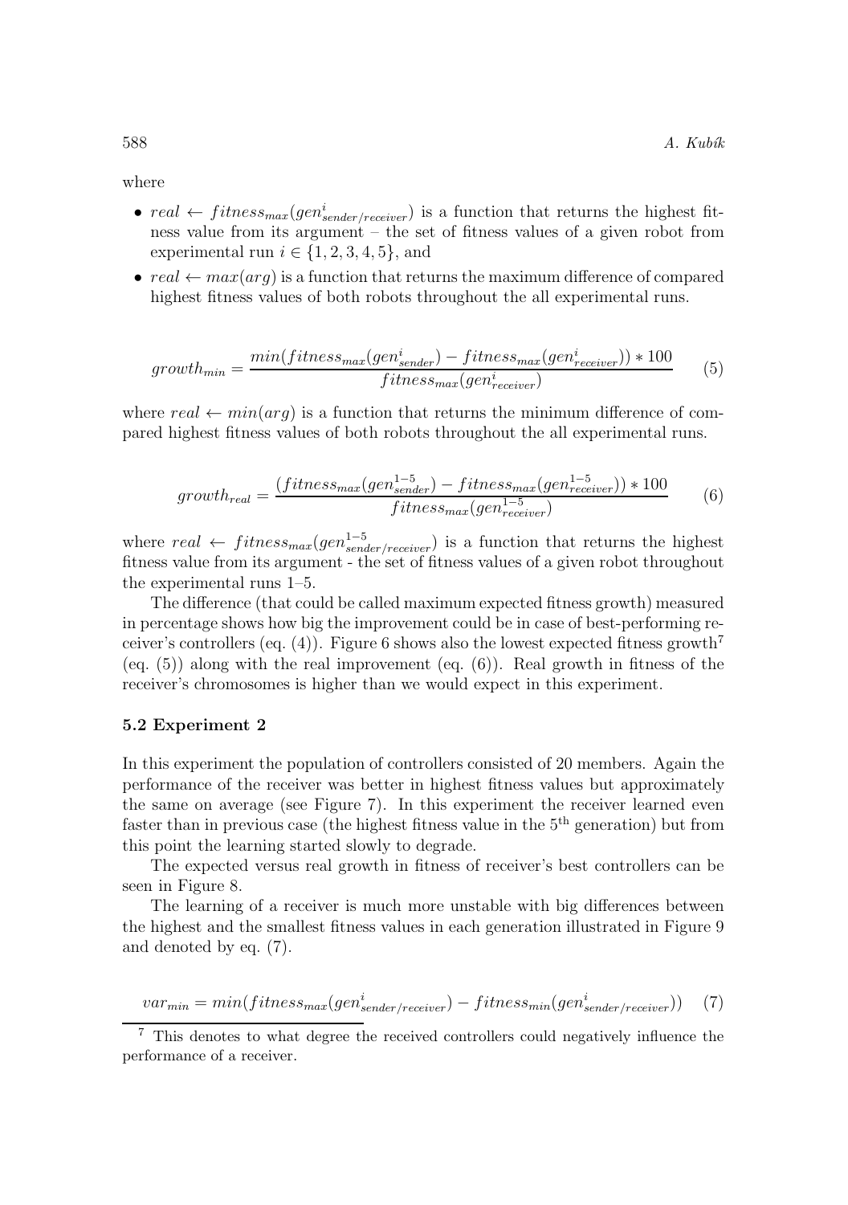where

- $real \leftarrow fitness_{max}(gen^i_{sender/receiver})$ is a function that returns the highest fitness value from its argument – the set of fitness values of a given robot from experimental run $i \in \{1, 2, 3, 4, 5\}$, and
- $real \leftarrow max(arg)$ is a function that returns the maximum difference of compared highest fitness values of both robots throughout the all experimental runs.

$$growth_{min} = \frac{min(fitness_{max}(gen^i_{sender}) - fitness_{max}(gen^i_{receiver})) * 100}{fitness_{max}(gen^i_{receiver})} \qquad (5)$$

where $real \leftarrow min(arg)$ is a function that returns the minimum difference of compared highest fitness values of both robots throughout the all experimental runs.

$$growth_{real} = \frac{(fitness_{max}(gen^{1-5}_{sender}) - fitness_{max}(gen^{1-5}_{receiver})) * 100}{fitness_{max}(gen^{1-5}_{receiver})} \qquad (6)$$

where $real \leftarrow fitness_{max}(gen^{1-5}_{sender/receiver})$ is a function that returns the highest fitness value from its argument - the set of fitness values of a given robot throughout the experimental runs 1–5.

The difference (that could be called maximum expected fitness growth) measured in percentage shows how big the improvement could be in case of best-performing receiver's controllers (eq. (4)). Figure 6 shows also the lowest expected fitness growth[7] (eq. (5)) along with the real improvement (eq. (6)). Real growth in fitness of the receiver's chromosomes is higher than we would expect in this experiment.

### 5.2 Experiment 2

In this experiment the population of controllers consisted of 20 members. Again the performance of the receiver was better in highest fitness values but approximately the same on average (see Figure 7). In this experiment the receiver learned even faster than in previous case (the highest fitness value in the 5th generation) but from this point the learning started slowly to degrade.

The expected versus real growth in fitness of receiver's best controllers can be seen in Figure 8.

The learning of a receiver is much more unstable with big differences between the highest and the smallest fitness values in each generation illustrated in Figure 9 and denoted by eq. (7).

$$var_{min} = min(fitness_{max}(gen^i_{sender/receiver}) - fitness_{min}(gen^i_{sender/receiver})) \qquad (7)$$

[7] This denotes to what degree the received controllers could negatively influence the performance of a receiver.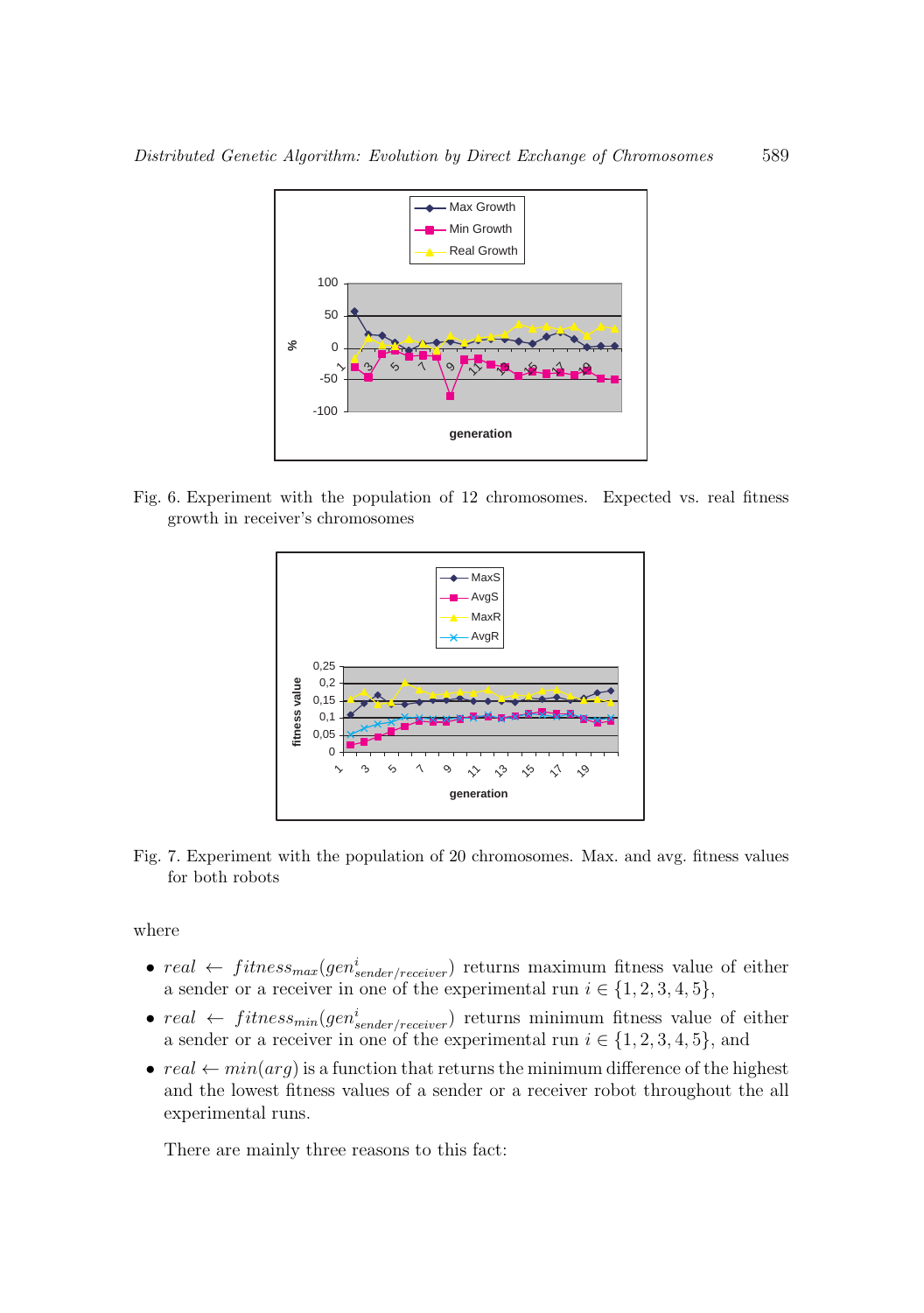Fig. 6. Experiment with the population of 12 chromosomes. Expected vs. real fitness growth in receiver's chromosomes

Fig. 7. Experiment with the population of 20 chromosomes. Max. and avg. fitness values for both robots

where

- $real \leftarrow fitness_{max}(gen^{i}_{sender/receiver})$ returns maximum fitness value of either a sender or a receiver in one of the experimental run $i \in \{1, 2, 3, 4, 5\}$,
- $real \leftarrow fitness_{min}(gen^{i}_{sender/receiver})$ returns minimum fitness value of either a sender or a receiver in one of the experimental run $i \in \{1, 2, 3, 4, 5\}$, and
- $real \leftarrow min(arg)$ is a function that returns the minimum difference of the highest and the lowest fitness values of a sender or a receiver robot throughout the all experimental runs.

There are mainly three reasons to this fact: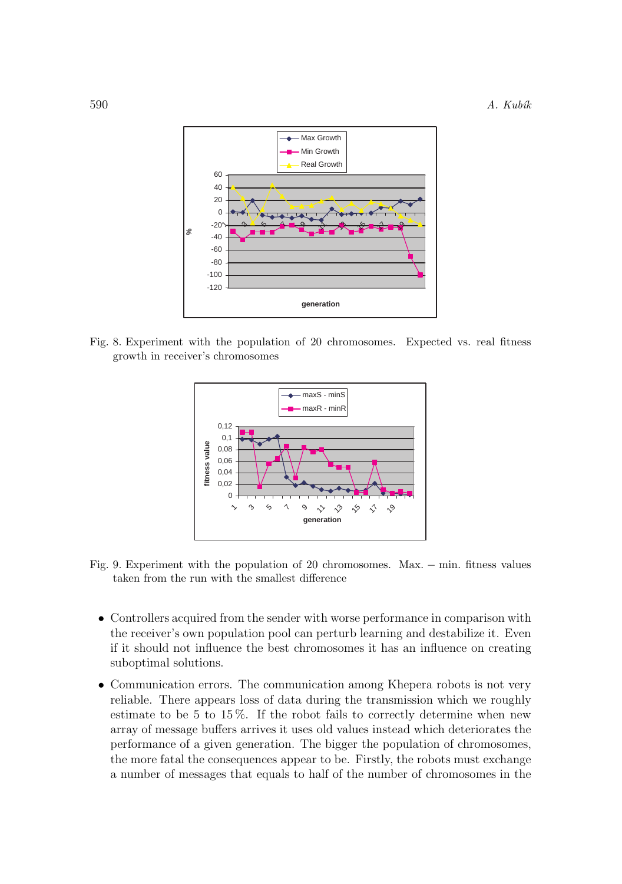Fig. 8. Experiment with the population of 20 chromosomes. Expected vs. real fitness growth in receiver's chromosomes

Fig. 9. Experiment with the population of 20 chromosomes. Max. – min. fitness values taken from the run with the smallest difference

- Controllers acquired from the sender with worse performance in comparison with the receiver's own population pool can perturb learning and destabilize it. Even if it should not influence the best chromosomes it has an influence on creating suboptimal solutions.
- Communication errors. The communication among Khepera robots is not very reliable. There appears loss of data during the transmission which we roughly estimate to be 5 to 15 %. If the robot fails to correctly determine when new array of message buffers arrives it uses old values instead which deteriorates the performance of a given generation. The bigger the population of chromosomes, the more fatal the consequences appear to be. Firstly, the robots must exchange a number of messages that equals to half of the number of chromosomes in the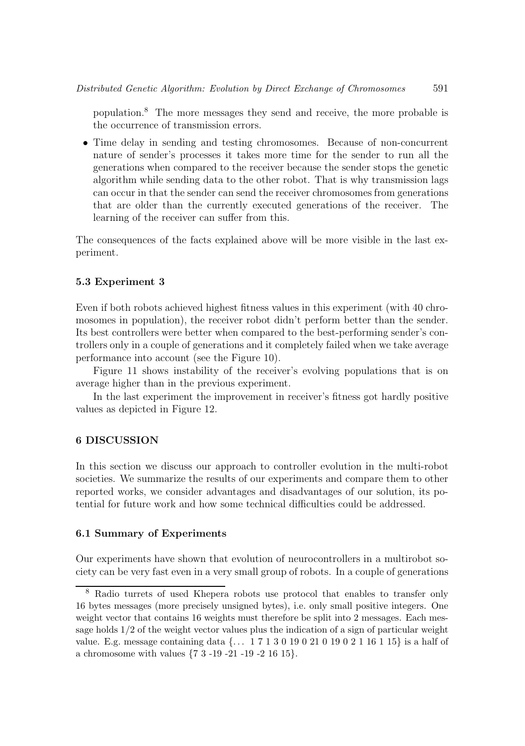population.[8] The more messages they send and receive, the more probable is the occurrence of transmission errors.

- Time delay in sending and testing chromosomes. Because of non-concurrent nature of sender's processes it takes more time for the sender to run all the generations when compared to the receiver because the sender stops the genetic algorithm while sending data to the other robot. That is why transmission lags can occur in that the sender can send the receiver chromosomes from generations that are older than the currently executed generations of the receiver. The learning of the receiver can suffer from this.

The consequences of the facts explained above will be more visible in the last experiment.

### 5.3 Experiment 3

Even if both robots achieved highest fitness values in this experiment (with 40 chromosomes in population), the receiver robot didn't perform better than the sender. Its best controllers were better when compared to the best-performing sender's controllers only in a couple of generations and it completely failed when we take average performance into account (see the Figure 10).

Figure 11 shows instability of the receiver's evolving populations that is on average higher than in the previous experiment.

In the last experiment the improvement in receiver's fitness got hardly positive values as depicted in Figure 12.

## 6 DISCUSSION

In this section we discuss our approach to controller evolution in the multi-robot societies. We summarize the results of our experiments and compare them to other reported works, we consider advantages and disadvantages of our solution, its potential for future work and how some technical difficulties could be addressed.

### 6.1 Summary of Experiments

Our experiments have shown that evolution of neurocontrollers in a multirobot society can be very fast even in a very small group of robots. In a couple of generations

[8] Radio turrets of used Khepera robots use protocol that enables to transfer only 16 bytes messages (more precisely unsigned bytes), i.e. only small positive integers. One weight vector that contains 16 weights must therefore be split into 2 messages. Each message holds 1/2 of the weight vector values plus the indication of a sign of particular weight value. E.g. message containing data {... 1 7 1 3 0 19 0 21 0 19 0 2 1 16 1 15} is a half of a chromosome with values {7 3 -19 -21 -19 -2 16 15}.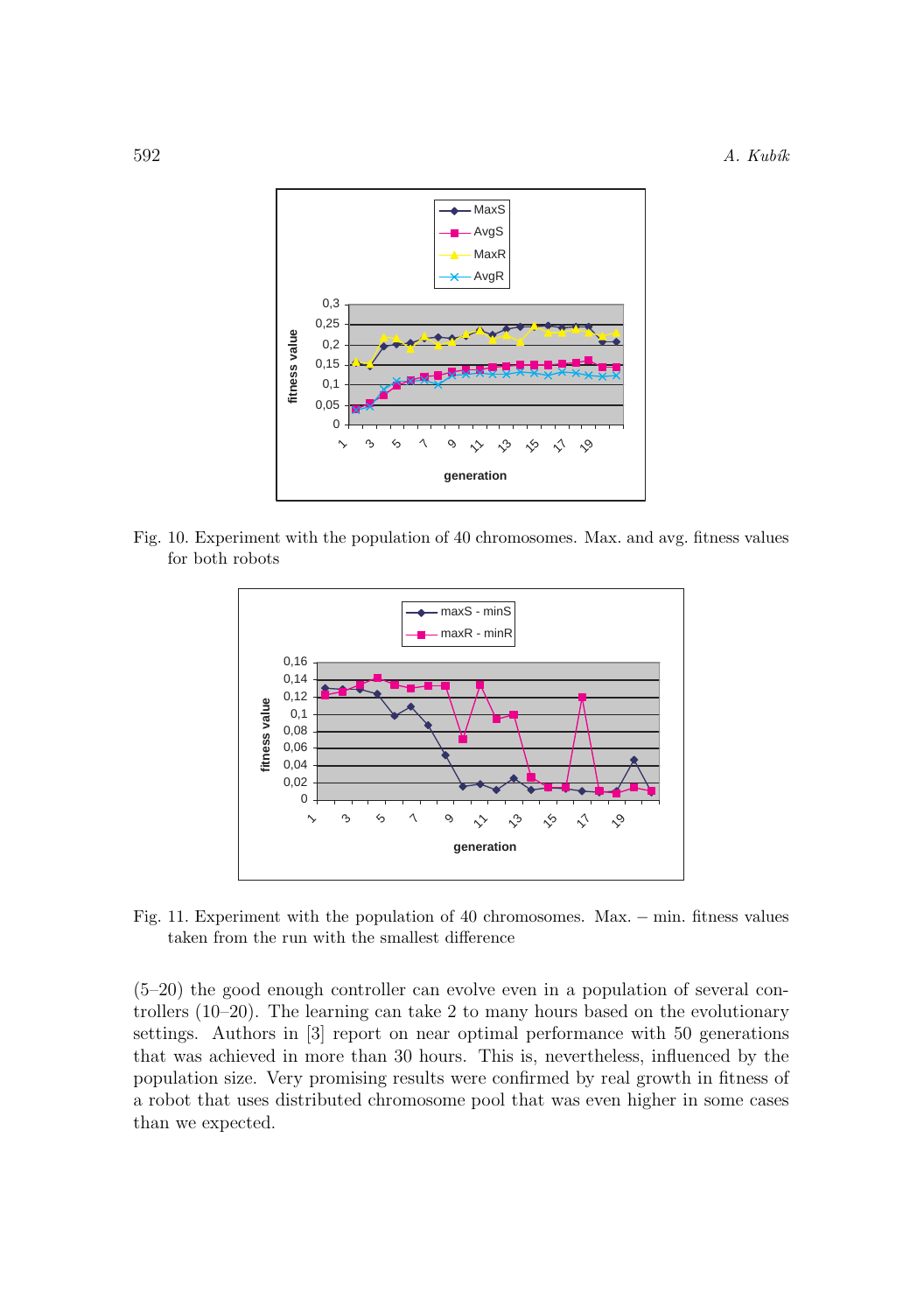Fig. 10. Experiment with the population of 40 chromosomes. Max. and avg. fitness values for both robots

Fig. 11. Experiment with the population of 40 chromosomes. Max. – min. fitness values taken from the run with the smallest difference

(5–20) the good enough controller can evolve even in a population of several controllers (10–20). The learning can take 2 to many hours based on the evolutionary settings. Authors in [3] report on near optimal performance with 50 generations that was achieved in more than 30 hours. This is, nevertheless, influenced by the population size. Very promising results were confirmed by real growth in fitness of a robot that uses distributed chromosome pool that was even higher in some cases than we expected.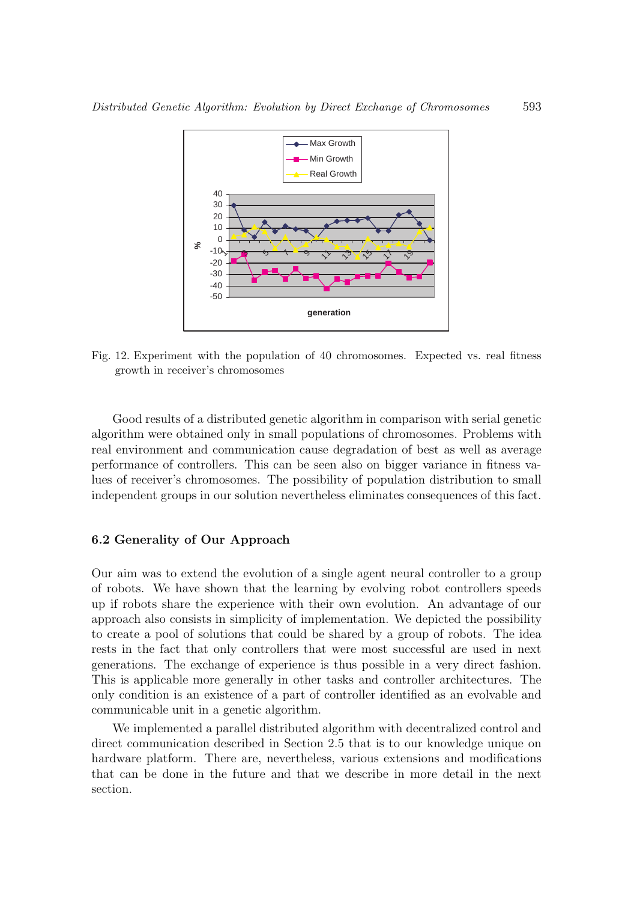Fig. 12. Experiment with the population of 40 chromosomes. Expected vs. real fitness growth in receiver's chromosomes

Good results of a distributed genetic algorithm in comparison with serial genetic algorithm were obtained only in small populations of chromosomes. Problems with real environment and communication cause degradation of best as well as average performance of controllers. This can be seen also on bigger variance in fitness values of receiver's chromosomes. The possibility of population distribution to small independent groups in our solution nevertheless eliminates consequences of this fact.

### 6.2 Generality of Our Approach

Our aim was to extend the evolution of a single agent neural controller to a group of robots. We have shown that the learning by evolving robot controllers speeds up if robots share the experience with their own evolution. An advantage of our approach also consists in simplicity of implementation. We depicted the possibility to create a pool of solutions that could be shared by a group of robots. The idea rests in the fact that only controllers that were most successful are used in next generations. The exchange of experience is thus possible in a very direct fashion. This is applicable more generally in other tasks and controller architectures. The only condition is an existence of a part of controller identified as an evolvable and communicable unit in a genetic algorithm.

We implemented a parallel distributed algorithm with decentralized control and direct communication described in Section 2.5 that is to our knowledge unique on hardware platform. There are, nevertheless, various extensions and modifications that can be done in the future and that we describe in more detail in the next section.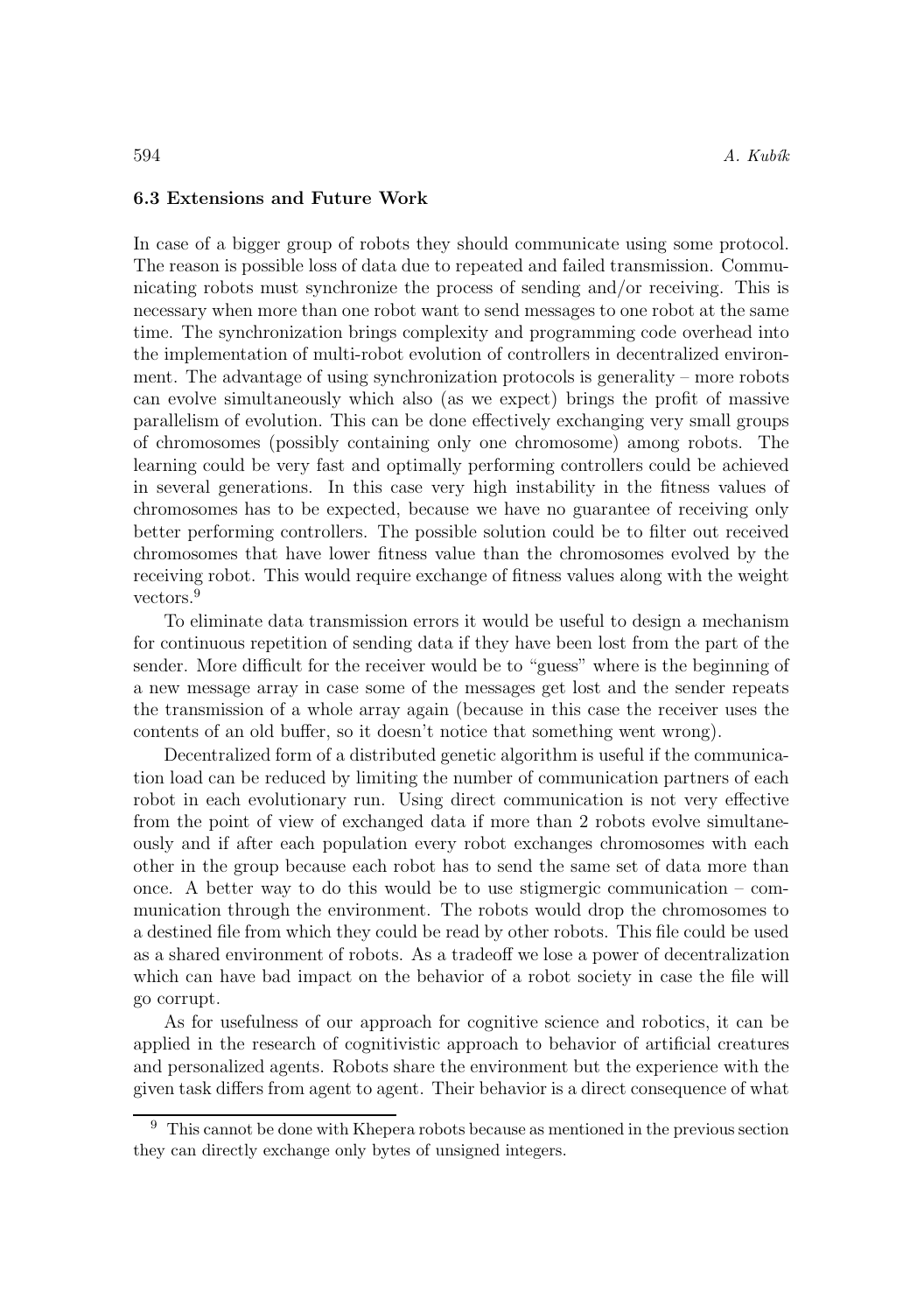### 6.3 Extensions and Future Work

In case of a bigger group of robots they should communicate using some protocol. The reason is possible loss of data due to repeated and failed transmission. Communicating robots must synchronize the process of sending and/or receiving. This is necessary when more than one robot want to send messages to one robot at the same time. The synchronization brings complexity and programming code overhead into the implementation of multi-robot evolution of controllers in decentralized environment. The advantage of using synchronization protocols is generality – more robots can evolve simultaneously which also (as we expect) brings the profit of massive parallelism of evolution. This can be done effectively exchanging very small groups of chromosomes (possibly containing only one chromosome) among robots. The learning could be very fast and optimally performing controllers could be achieved in several generations. In this case very high instability in the fitness values of chromosomes has to be expected, because we have no guarantee of receiving only better performing controllers. The possible solution could be to filter out received chromosomes that have lower fitness value than the chromosomes evolved by the receiving robot. This would require exchange of fitness values along with the weight vectors.[9]

To eliminate data transmission errors it would be useful to design a mechanism for continuous repetition of sending data if they have been lost from the part of the sender. More difficult for the receiver would be to "guess" where is the beginning of a new message array in case some of the messages get lost and the sender repeats the transmission of a whole array again (because in this case the receiver uses the contents of an old buffer, so it doesn't notice that something went wrong).

Decentralized form of a distributed genetic algorithm is useful if the communication load can be reduced by limiting the number of communication partners of each robot in each evolutionary run. Using direct communication is not very effective from the point of view of exchanged data if more than 2 robots evolve simultaneously and if after each population every robot exchanges chromosomes with each other in the group because each robot has to send the same set of data more than once. A better way to do this would be to use stigmergic communication – communication through the environment. The robots would drop the chromosomes to a destined file from which they could be read by other robots. This file could be used as a shared environment of robots. As a tradeoff we lose a power of decentralization which can have bad impact on the behavior of a robot society in case the file will go corrupt.

As for usefulness of our approach for cognitive science and robotics, it can be applied in the research of cognitivistic approach to behavior of artificial creatures and personalized agents. Robots share the environment but the experience with the given task differs from agent to agent. Their behavior is a direct consequence of what

[9] This cannot be done with Khepera robots because as mentioned in the previous section they can directly exchange only bytes of unsigned integers.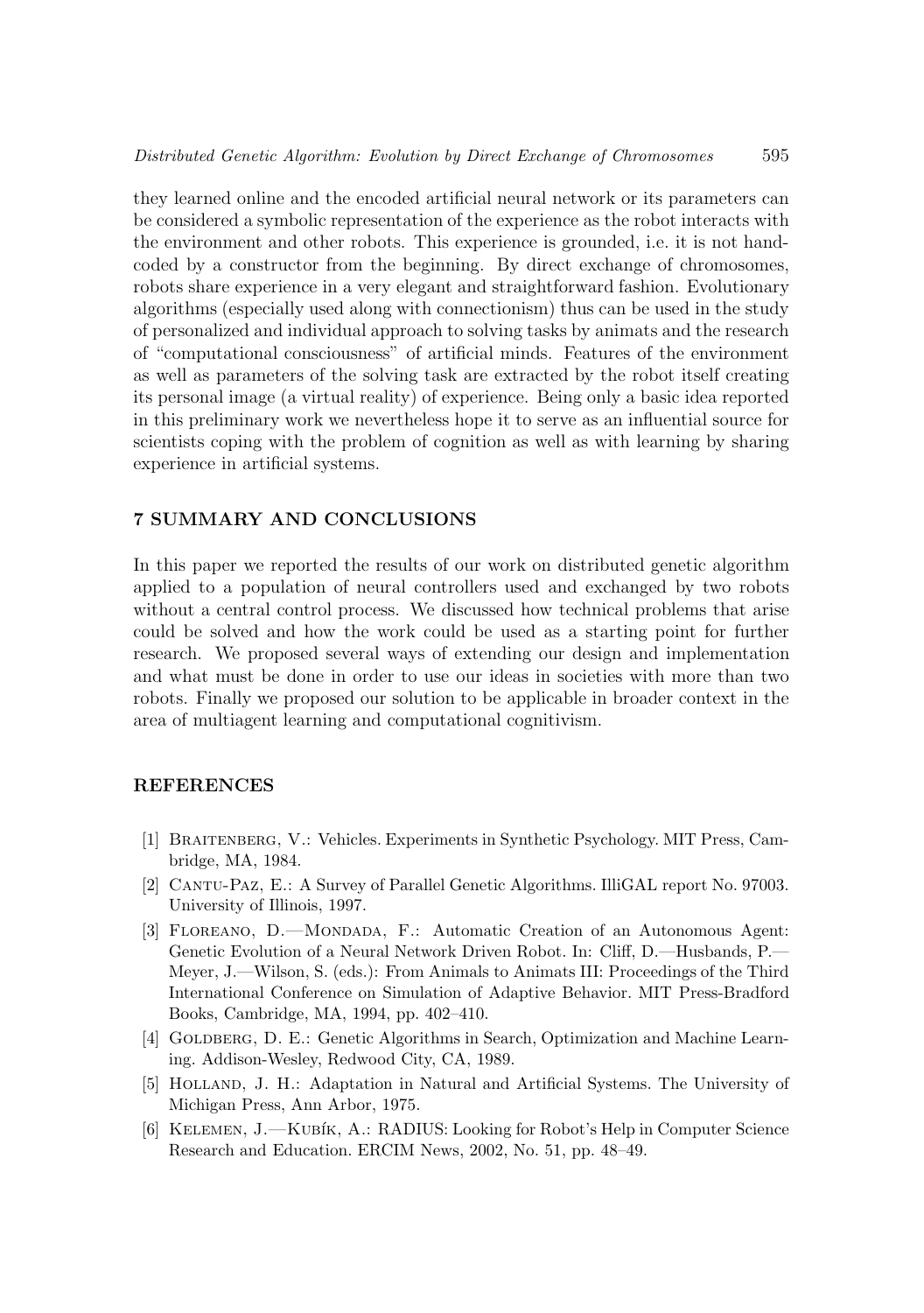they learned online and the encoded artificial neural network or its parameters can be considered a symbolic representation of the experience as the robot interacts with the environment and other robots. This experience is grounded, i.e. it is not hand-coded by a constructor from the beginning. By direct exchange of chromosomes, robots share experience in a very elegant and straightforward fashion. Evolutionary algorithms (especially used along with connectionism) thus can be used in the study of personalized and individual approach to solving tasks by animats and the research of "computational consciousness" of artificial minds. Features of the environment as well as parameters of the solving task are extracted by the robot itself creating its personal image (a virtual reality) of experience. Being only a basic idea reported in this preliminary work we nevertheless hope it to serve as an influential source for scientists coping with the problem of cognition as well as with learning by sharing experience in artificial systems.

## 7 SUMMARY AND CONCLUSIONS

In this paper we reported the results of our work on distributed genetic algorithm applied to a population of neural controllers used and exchanged by two robots without a central control process. We discussed how technical problems that arise could be solved and how the work could be used as a starting point for further research. We proposed several ways of extending our design and implementation and what must be done in order to use our ideas in societies with more than two robots. Finally we proposed our solution to be applicable in broader context in the area of multiagent learning and computational cognitivism.

## REFERENCES

[1] Braitenberg, V.: Vehicles. Experiments in Synthetic Psychology. MIT Press, Cambridge, MA, 1984.

[2] Cantu-Paz, E.: A Survey of Parallel Genetic Algorithms. IlliGAL report No. 97003. University of Illinois, 1997.

[3] Floreano, D.—Mondada, F.: Automatic Creation of an Autonomous Agent: Genetic Evolution of a Neural Network Driven Robot. In: Cliff, D.—Husbands, P.—Meyer, J.—Wilson, S. (eds.): From Animals to Animats III: Proceedings of the Third International Conference on Simulation of Adaptive Behavior. MIT Press-Bradford Books, Cambridge, MA, 1994, pp. 402–410.

[4] Goldberg, D. E.: Genetic Algorithms in Search, Optimization and Machine Learning. Addison-Wesley, Redwood City, CA, 1989.

[5] Holland, J. H.: Adaptation in Natural and Artificial Systems. The University of Michigan Press, Ann Arbor, 1975.

[6] Kelemen, J.—Kubík, A.: RADIUS: Looking for Robot's Help in Computer Science Research and Education. ERCIM News, 2002, No. 51, pp. 48–49.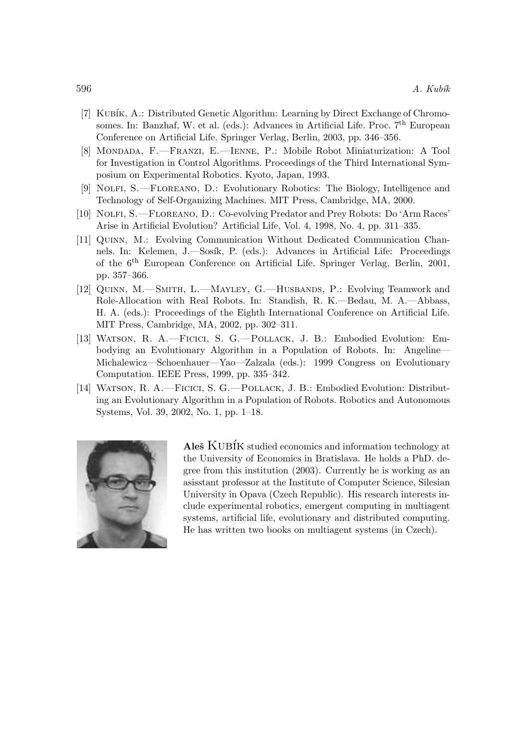[7] Kubík, A.: Distributed Genetic Algorithm: Learning by Direct Exchange of Chromosomes. In: Banzhaf, W. et al. (eds.): Advances in Artificial Life. Proc. 7th European Conference on Artificial Life. Springer Verlag, Berlin, 2003, pp. 346–356.

[8] Mondada, F.—Franzi, E.—Ienne, P.: Mobile Robot Miniaturization: A Tool for Investigation in Control Algorithms. Proceedings of the Third International Symposium on Experimental Robotics. Kyoto, Japan, 1993.

[9] Nolfi, S.—Floreano, D.: Evolutionary Robotics: The Biology, Intelligence and Technology of Self-Organizing Machines. MIT Press, Cambridge, MA, 2000.

[10] Nolfi, S.—Floreano, D.: Co-evolving Predator and Prey Robots: Do 'Arm Races' Arise in Artificial Evolution? Artificial Life, Vol. 4, 1998, No. 4, pp. 311–335.

[11] Quinn, M.: Evolving Communication Without Dedicated Communication Channels. In: Kelemen, J.—Sosík, P. (eds.): Advances in Artificial Life: Proceedings of the 6th European Conference on Artificial Life. Springer Verlag, Berlin, 2001, pp. 357–366.

[12] Quinn, M.—Smith, L.—Mayley, G.—Husbands, P.: Evolving Teamwork and Role-Allocation with Real Robots. In: Standish, R. K.—Bedau, M. A.—Abbass, H. A. (eds.): Proceedings of the Eighth International Conference on Artificial Life. MIT Press, Cambridge, MA, 2002, pp. 302–311.

[13] Watson, R. A.—Ficici, S. G.—Pollack, J. B.: Embodied Evolution: Embodying an Evolutionary Algorithm in a Population of Robots. In: Angeline—Michalewicz—Schoenhauer—Yao—Zalzala (eds.): 1999 Congress on Evolutionary Computation. IEEE Press, 1999, pp. 335–342.

[14] Watson, R. A.—Ficici, S. G.—Pollack, J. B.: Embodied Evolution: Distributing an Evolutionary Algorithm in a Population of Robots. Robotics and Autonomous Systems, Vol. 39, 2002, No. 1, pp. 1–18.

**Aleš** KUBÍK studied economics and information technology at the University of Economics in Bratislava. He holds a PhD. degree from this institution (2003). Currently he is working as an asisstant professor at the Institute of Computer Science, Silesian University in Opava (Czech Republic). His research interests include experimental robotics, emergent computing in multiagent systems, artificial life, evolutionary and distributed computing. He has written two books on multiagent systems (in Czech).